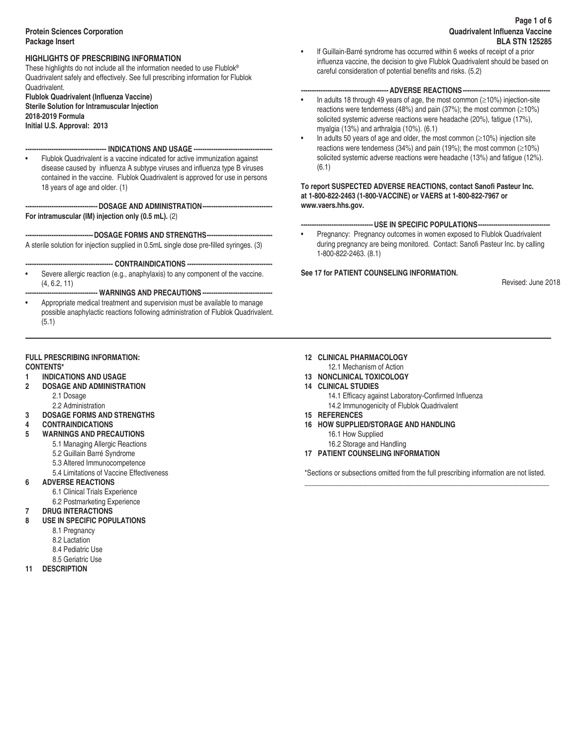Protein Sciences Corporation
Package Insert

Quadrivalent Influenza Vaccine
BLA STN 125285

## HIGHLIGHTS OF PRESCRIBING INFORMATION

These highlights do not include all the information needed to use Flublok® Quadrivalent safely and effectively. See full prescribing information for Flublok Quadrivalent.

**Flublok Quadrivalent (Influenza Vaccine)**
**Sterile Solution for Intramuscular Injection**
**2018-2019 Formula**
**Initial U.S. Approval: 2013**

### ---------- INDICATIONS AND USAGE ----------

- Flublok Quadrivalent is a vaccine indicated for active immunization against disease caused by influenza A subtype viruses and influenza type B viruses contained in the vaccine. Flublok Quadrivalent is approved for use in persons 18 years of age and older. (1)

### ---------- DOSAGE AND ADMINISTRATION ----------

**For intramuscular (IM) injection only (0.5 mL).** (2)

### ---------- DOSAGE FORMS AND STRENGTHS ----------

A sterile solution for injection supplied in 0.5mL single dose pre-filled syringes. (3)

### ---------- CONTRAINDICATIONS ----------

- Severe allergic reaction (e.g., anaphylaxis) to any component of the vaccine. (4, 6.2, 11)

### ---------- WARNINGS AND PRECAUTIONS ----------

- Appropriate medical treatment and supervision must be available to manage possible anaphylactic reactions following administration of Flublok Quadrivalent. (5.1)
- If Guillain-Barré syndrome has occurred within 6 weeks of receipt of a prior influenza vaccine, the decision to give Flublok Quadrivalent should be based on careful consideration of potential benefits and risks. (5.2)

### ---------- ADVERSE REACTIONS ----------

- In adults 18 through 49 years of age, the most common (≥10%) injection-site reactions were tenderness (48%) and pain (37%); the most common (≥10%) solicited systemic adverse reactions were headache (20%), fatigue (17%), myalgia (13%) and arthralgia (10%). (6.1)
- In adults 50 years of age and older, the most common (≥10%) injection site reactions were tenderness (34%) and pain (19%); the most common (≥10%) solicited systemic adverse reactions were headache (13%) and fatigue (12%). (6.1)

**To report SUSPECTED ADVERSE REACTIONS, contact Sanofi Pasteur Inc. at 1-800-822-2463 (1-800-VACCINE) or VAERS at 1-800-822-7967 or www.vaers.hhs.gov.**

### ---------- USE IN SPECIFIC POPULATIONS ----------

- Pregnancy: Pregnancy outcomes in women exposed to Flublok Quadrivalent during pregnancy are being monitored. Contact: Sanofi Pasteur Inc. by calling 1-800-822-2463. (8.1)

**See 17 for PATIENT COUNSELING INFORMATION.**

Revised: June 2018

---

## FULL PRESCRIBING INFORMATION: CONTENTS*

**1 INDICATIONS AND USAGE**
**2 DOSAGE AND ADMINISTRATION**
- 2.1 Dosage
- 2.2 Administration

**3 DOSAGE FORMS AND STRENGTHS**
**4 CONTRAINDICATIONS**
**5 WARNINGS AND PRECAUTIONS**
- 5.1 Managing Allergic Reactions
- 5.2 Guillain Barré Syndrome
- 5.3 Altered Immunocompetence
- 5.4 Limitations of Vaccine Effectiveness

**6 ADVERSE REACTIONS**
- 6.1 Clinical Trials Experience
- 6.2 Postmarketing Experience

**7 DRUG INTERACTIONS**
**8 USE IN SPECIFIC POPULATIONS**
- 8.1 Pregnancy
- 8.2 Lactation
- 8.4 Pediatric Use
- 8.5 Geriatric Use

**11 DESCRIPTION**
**12 CLINICAL PHARMACOLOGY**
- 12.1 Mechanism of Action

**13 NONCLINICAL TOXICOLOGY**
**14 CLINICAL STUDIES**
- 14.1 Efficacy against Laboratory-Confirmed Influenza
- 14.2 Immunogenicity of Flublok Quadrivalent

**15 REFERENCES**
**16 HOW SUPPLIED/STORAGE AND HANDLING**
- 16.1 How Supplied
- 16.2 Storage and Handling

**17 PATIENT COUNSELING INFORMATION**

*Sections or subsections omitted from the full prescribing information are not listed.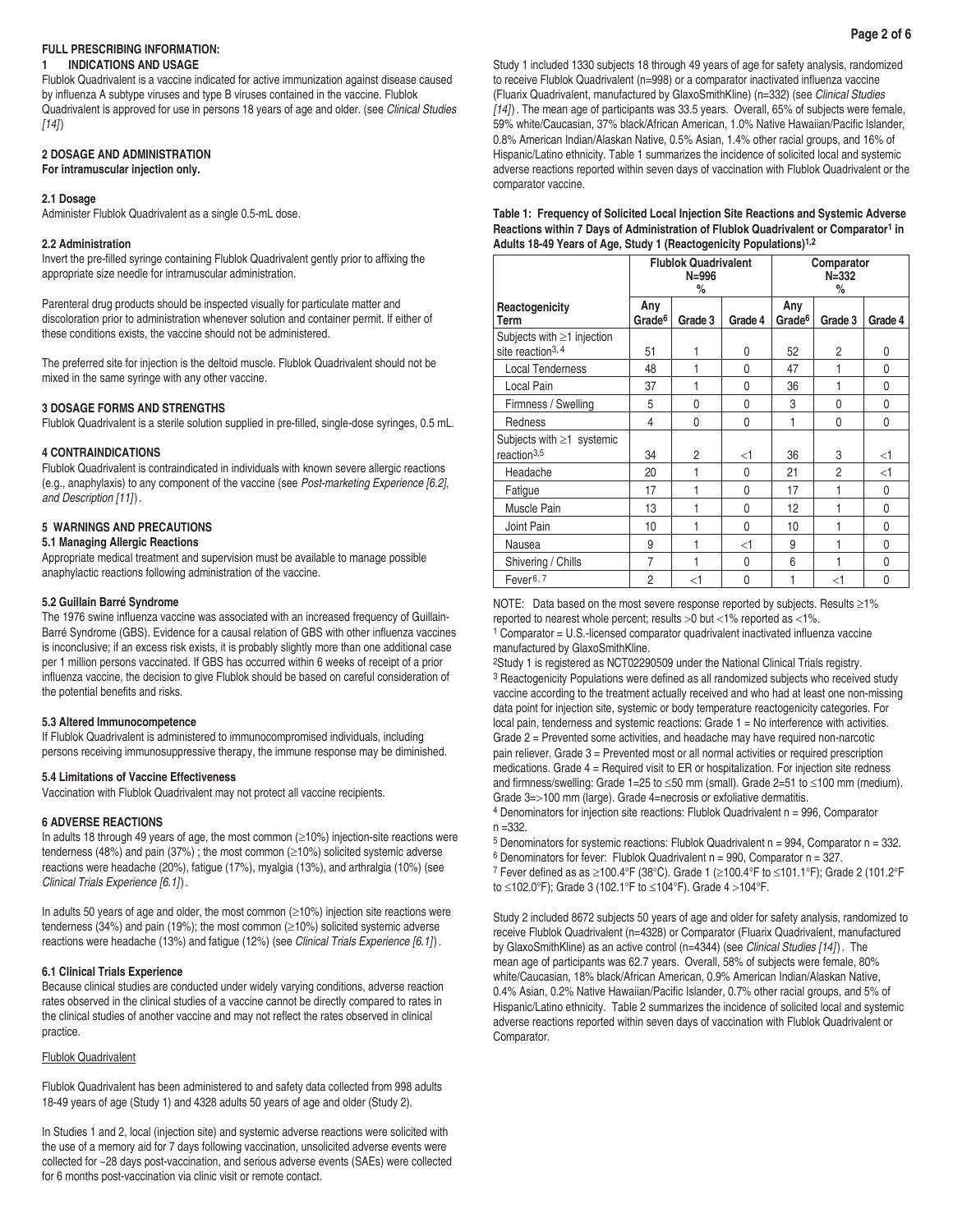## FULL PRESCRIBING INFORMATION:

### 1 INDICATIONS AND USAGE

Flublok Quadrivalent is a vaccine indicated for active immunization against disease caused by influenza A subtype viruses and type B viruses contained in the vaccine. Flublok Quadrivalent is approved for use in persons 18 years of age and older. (see *Clinical Studies [14]*)

### 2 DOSAGE AND ADMINISTRATION

**For intramuscular injection only.**

#### 2.1 Dosage

Administer Flublok Quadrivalent as a single 0.5-mL dose.

#### 2.2 Administration

Invert the pre-filled syringe containing Flublok Quadrivalent gently prior to affixing the appropriate size needle for intramuscular administration.

Parenteral drug products should be inspected visually for particulate matter and discoloration prior to administration whenever solution and container permit. If either of these conditions exists, the vaccine should not be administered.

The preferred site for injection is the deltoid muscle. Flublok Quadrivalent should not be mixed in the same syringe with any other vaccine.

### 3 DOSAGE FORMS AND STRENGTHS

Flublok Quadrivalent is a sterile solution supplied in pre-filled, single-dose syringes, 0.5 mL.

### 4 CONTRAINDICATIONS

Flublok Quadrivalent is contraindicated in individuals with known severe allergic reactions (e.g., anaphylaxis) to any component of the vaccine (see *Post-marketing Experience [6.2], and Description [11]*).

### 5 WARNINGS AND PRECAUTIONS

#### 5.1 Managing Allergic Reactions

Appropriate medical treatment and supervision must be available to manage possible anaphylactic reactions following administration of the vaccine.

#### 5.2 Guillain Barré Syndrome

The 1976 swine influenza vaccine was associated with an increased frequency of Guillain-Barré Syndrome (GBS). Evidence for a causal relation of GBS with other influenza vaccines is inconclusive; if an excess risk exists, it is probably slightly more than one additional case per 1 million persons vaccinated. If GBS has occurred within 6 weeks of receipt of a prior influenza vaccine, the decision to give Flublok should be based on careful consideration of the potential benefits and risks.

#### 5.3 Altered Immunocompetence

If Flublok Quadrivalent is administered to immunocompromised individuals, including persons receiving immunosuppressive therapy, the immune response may be diminished.

#### 5.4 Limitations of Vaccine Effectiveness

Vaccination with Flublok Quadrivalent may not protect all vaccine recipients.

### 6 ADVERSE REACTIONS

In adults 18 through 49 years of age, the most common (≥10%) injection-site reactions were tenderness (48%) and pain (37%) ; the most common (≥10%) solicited systemic adverse reactions were headache (20%), fatigue (17%), myalgia (13%), and arthralgia (10%) (see *Clinical Trials Experience [6.1]*).

In adults 50 years of age and older, the most common (≥10%) injection site reactions were tenderness (34%) and pain (19%); the most common (≥10%) solicited systemic adverse reactions were headache (13%) and fatigue (12%) (see *Clinical Trials Experience [6.1]*).

#### 6.1 Clinical Trials Experience

Because clinical studies are conducted under widely varying conditions, adverse reaction rates observed in the clinical studies of a vaccine cannot be directly compared to rates in the clinical studies of another vaccine and may not reflect the rates observed in clinical practice.

Flublok Quadrivalent

Flublok Quadrivalent has been administered to and safety data collected from 998 adults 18-49 years of age (Study 1) and 4328 adults 50 years of age and older (Study 2).

In Studies 1 and 2, local (injection site) and systemic adverse reactions were solicited with the use of a memory aid for 7 days following vaccination, unsolicited adverse events were collected for ~28 days post-vaccination, and serious adverse events (SAEs) were collected for 6 months post-vaccination via clinic visit or remote contact.

Study 1 included 1330 subjects 18 through 49 years of age for safety analysis, randomized to receive Flublok Quadrivalent (n=998) or a comparator inactivated influenza vaccine (Fluarix Quadrivalent, manufactured by GlaxoSmithKline) (n=332) (see *Clinical Studies [14]*). The mean age of participants was 33.5 years. Overall, 65% of subjects were female, 59% white/Caucasian, 37% black/African American, 1.0% Native Hawaiian/Pacific Islander, 0.8% American Indian/Alaskan Native, 0.5% Asian, 1.4% other racial groups, and 16% of Hispanic/Latino ethnicity. Table 1 summarizes the incidence of solicited local and systemic adverse reactions reported within seven days of vaccination with Flublok Quadrivalent or the comparator vaccine.

**Table 1: Frequency of Solicited Local Injection Site Reactions and Systemic Adverse Reactions within 7 Days of Administration of Flublok Quadrivalent or Comparator[1] in Adults 18-49 Years of Age, Study 1 (Reactogenicity Populations)[1,2]**

| | Flublok Quadrivalent N=996 % | | | Comparator N=332 % | | |
|---|---|---|---|---|---|---|
| Reactogenicity Term | Any Grade[6] | Grade 3 | Grade 4 | Any Grade[6] | Grade 3 | Grade 4 |
| Subjects with ≥1 injection site reaction[3, 4] | 51 | 1 | 0 | 52 | 2 | 0 |
| Local Tenderness | 48 | 1 | 0 | 47 | 1 | 0 |
| Local Pain | 37 | 1 | 0 | 36 | 1 | 0 |
| Firmness / Swelling | 5 | 0 | 0 | 3 | 0 | 0 |
| Redness | 4 | 0 | 0 | 1 | 0 | 0 |
| Subjects with ≥1 systemic reaction[3,5] | 34 | 2 | <1 | 36 | 3 | <1 |
| Headache | 20 | 1 | 0 | 21 | 2 | <1 |
| Fatigue | 17 | 1 | 0 | 17 | 1 | 0 |
| Muscle Pain | 13 | 1 | 0 | 12 | 1 | 0 |
| Joint Pain | 10 | 1 | 0 | 10 | 1 | 0 |
| Nausea | 9 | 1 | <1 | 9 | 1 | 0 |
| Shivering / Chills | 7 | 1 | 0 | 6 | 1 | 0 |
| Fever[6, 7] | 2 | <1 | 0 | 1 | <1 | 0 |

NOTE: Data based on the most severe response reported by subjects. Results ≥1% reported to nearest whole percent; results >0 but <1% reported as <1%.

[1] Comparator = U.S.-licensed comparator quadrivalent inactivated influenza vaccine manufactured by GlaxoSmithKline.

[2] Study 1 is registered as NCT02290509 under the National Clinical Trials registry.

[3] Reactogenicity Populations were defined as all randomized subjects who received study vaccine according to the treatment actually received and who had at least one non-missing data point for injection site, systemic or body temperature reactogenicity categories. For local pain, tenderness and systemic reactions: Grade 1 = No interference with activities. Grade 2 = Prevented some activities, and headache may have required non-narcotic pain reliever. Grade 3 = Prevented most or all normal activities or required prescription medications. Grade 4 = Required visit to ER or hospitalization. For injection site redness and firmness/swelling: Grade 1=25 to ≤50 mm (small). Grade 2=51 to ≤100 mm (medium). Grade 3=>100 mm (large). Grade 4=necrosis or exfoliative dermatitis.

[4] Denominators for injection site reactions: Flublok Quadrivalent n = 996, Comparator n =332.

[5] Denominators for systemic reactions: Flublok Quadrivalent n = 994, Comparator n = 332.

[6] Denominators for fever: Flublok Quadrivalent n = 990, Comparator n = 327.

[7] Fever defined as as ≥100.4°F (38°C). Grade 1 (≥100.4°F to ≤101.1°F); Grade 2 (101.2°F to ≤102.0°F); Grade 3 (102.1°F to ≤104°F). Grade 4 >104°F.

Study 2 included 8672 subjects 50 years of age and older for safety analysis, randomized to receive Flublok Quadrivalent (n=4328) or Comparator (Fluarix Quadrivalent, manufactured by GlaxoSmithKline) as an active control (n=4344) (see *Clinical Studies [14]*). The mean age of participants was 62.7 years. Overall, 58% of subjects were female, 80% white/Caucasian, 18% black/African American, 0.9% American Indian/Alaskan Native, 0.4% Asian, 0.2% Native Hawaiian/Pacific Islander, 0.7% other racial groups, and 5% of Hispanic/Latino ethnicity. Table 2 summarizes the incidence of solicited local and systemic adverse reactions reported within seven days of vaccination with Flublok Quadrivalent or Comparator.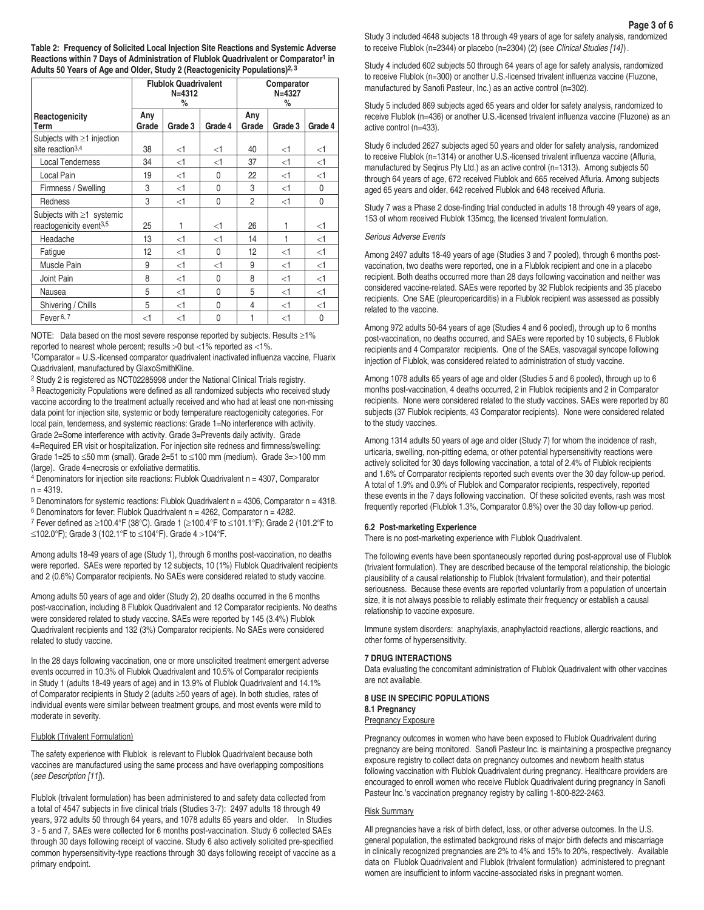**Table 2: Frequency of Solicited Local Injection Site Reactions and Systemic Adverse Reactions within 7 Days of Administration of Flublok Quadrivalent or Comparator[1] in Adults 50 Years of Age and Older, Study 2 (Reactogenicity Populations)[2, 3]**

| | Flublok Quadrivalent N=4312 % | | | Comparator N=4327 % | | |
|---|---|---|---|---|---|---|
| Reactogenicity Term | Any Grade | Grade 3 | Grade 4 | Any Grade | Grade 3 | Grade 4 |
| Subjects with ≥1 injection site reaction[3,4] | 38 | <1 | <1 | 40 | <1 | <1 |
| Local Tenderness | 34 | <1 | <1 | 37 | <1 | <1 |
| Local Pain | 19 | <1 | 0 | 22 | <1 | <1 |
| Firmness / Swelling | 3 | <1 | 0 | 3 | <1 | 0 |
| Redness | 3 | <1 | 0 | 2 | <1 | 0 |
| Subjects with ≥1 systemic reactogenicity event[3,5] | 25 | 1 | <1 | 26 | 1 | <1 |
| Headache | 13 | <1 | <1 | 14 | 1 | <1 |
| Fatigue | 12 | <1 | 0 | 12 | <1 | <1 |
| Muscle Pain | 9 | <1 | <1 | 9 | <1 | <1 |
| Joint Pain | 8 | <1 | 0 | 8 | <1 | <1 |
| Nausea | 5 | <1 | 0 | 5 | <1 | <1 |
| Shivering / Chills | 5 | <1 | 0 | 4 | <1 | <1 |
| Fever[6, 7] | <1 | <1 | 0 | 1 | <1 | 0 |

NOTE: Data based on the most severe response reported by subjects. Results ≥1% reported to nearest whole percent; results >0 but <1% reported as <1%.

[1]Comparator = U.S.-licensed comparator quadrivalent inactivated influenza vaccine, Fluarix Quadrivalent, manufactured by GlaxoSmithKline.

[2] Study 2 is registered as NCT02285998 under the National Clinical Trials registry.

[3] Reactogenicity Populations were defined as all randomized subjects who received study vaccine according to the treatment actually received and who had at least one non-missing data point for injection site, systemic or body temperature reactogenicity categories. For local pain, tenderness, and systemic reactions: Grade 1=No interference with activity. Grade 2=Some interference with activity. Grade 3=Prevents daily activity. Grade 4=Required ER visit or hospitalization. For injection site redness and firmness/swelling: Grade 1=25 to ≤50 mm (small). Grade 2=51 to ≤100 mm (medium). Grade 3=>100 mm (large). Grade 4=necrosis or exfoliative dermatitis.

[4] Denominators for injection site reactions: Flublok Quadrivalent n = 4307, Comparator n = 4319.

[5] Denominators for systemic reactions: Flublok Quadrivalent n = 4306, Comparator n = 4318.

[6] Denominators for fever: Flublok Quadrivalent n = 4262, Comparator n = 4282.

[7] Fever defined as ≥100.4°F (38°C). Grade 1 (≥100.4°F to ≤101.1°F); Grade 2 (101.2°F to ≤102.0°F); Grade 3 (102.1°F to ≤104°F). Grade 4 >104°F.

Among adults 18-49 years of age (Study 1), through 6 months post-vaccination, no deaths were reported. SAEs were reported by 12 subjects, 10 (1%) Flublok Quadrivalent recipients and 2 (0.6%) Comparator recipients. No SAEs were considered related to study vaccine.

Among adults 50 years of age and older (Study 2), 20 deaths occurred in the 6 months post-vaccination, including 8 Flublok Quadrivalent and 12 Comparator recipients. No deaths were considered related to study vaccine. SAEs were reported by 145 (3.4%) Flublok Quadrivalent recipients and 132 (3%) Comparator recipients. No SAEs were considered related to study vaccine.

In the 28 days following vaccination, one or more unsolicited treatment emergent adverse events occurred in 10.3% of Flublok Quadrivalent and 10.5% of Comparator recipients in Study 1 (adults 18-49 years of age) and in 13.9% of Flublok Quadrivalent and 14.1% of Comparator recipients in Study 2 (adults ≥50 years of age). In both studies, rates of individual events were similar between treatment groups, and most events were mild to moderate in severity.

Flublok (Trivalent Formulation)

The safety experience with Flublok is relevant to Flublok Quadrivalent because both vaccines are manufactured using the same process and have overlapping compositions (*see Description [11]*).

Flublok (trivalent formulation) has been administered to and safety data collected from a total of 4547 subjects in five clinical trials (Studies 3-7): 2497 adults 18 through 49 years, 972 adults 50 through 64 years, and 1078 adults 65 years and older. In Studies 3 - 5 and 7, SAEs were collected for 6 months post-vaccination. Study 6 collected SAEs through 30 days following receipt of vaccine. Study 6 also actively solicited pre-specified common hypersensitivity-type reactions through 30 days following receipt of vaccine as a primary endpoint.

Study 3 included 4648 subjects 18 through 49 years of age for safety analysis, randomized to receive Flublok (n=2344) or placebo (n=2304) (2) (see *Clinical Studies [14]*).

Study 4 included 602 subjects 50 through 64 years of age for safety analysis, randomized to receive Flublok (n=300) or another U.S.-licensed trivalent influenza vaccine (Fluzone, manufactured by Sanofi Pasteur, Inc.) as an active control (n=302).

Study 5 included 869 subjects aged 65 years and older for safety analysis, randomized to receive Flublok (n=436) or another U.S.-licensed trivalent influenza vaccine (Fluzone) as an active control (n=433).

Study 6 included 2627 subjects aged 50 years and older for safety analysis, randomized to receive Flublok (n=1314) or another U.S.-licensed trivalent influenza vaccine (Afluria, manufactured by Seqirus Pty Ltd.) as an active control (n=1313). Among subjects 50 through 64 years of age, 672 received Flublok and 665 received Afluria. Among subjects aged 65 years and older, 642 received Flublok and 648 received Afluria.

Study 7 was a Phase 2 dose-finding trial conducted in adults 18 through 49 years of age, 153 of whom received Flublok 135mcg, the licensed trivalent formulation.

*Serious Adverse Events*

Among 2497 adults 18-49 years of age (Studies 3 and 7 pooled), through 6 months post-vaccination, two deaths were reported, one in a Flublok recipient and one in a placebo recipient. Both deaths occurred more than 28 days following vaccination and neither was considered vaccine-related. SAEs were reported by 32 Flublok recipients and 35 placebo recipients. One SAE (pleuropericarditis) in a Flublok recipient was assessed as possibly related to the vaccine.

Among 972 adults 50-64 years of age (Studies 4 and 6 pooled), through up to 6 months post-vaccination, no deaths occurred, and SAEs were reported by 10 subjects, 6 Flublok recipients and 4 Comparator recipients. One of the SAEs, vasovagal syncope following injection of Flublok, was considered related to administration of study vaccine.

Among 1078 adults 65 years of age and older (Studies 5 and 6 pooled), through up to 6 months post-vaccination, 4 deaths occurred, 2 in Flublok recipients and 2 in Comparator recipients. None were considered related to the study vaccines. SAEs were reported by 80 subjects (37 Flublok recipients, 43 Comparator recipients). None were considered related to the study vaccines.

Among 1314 adults 50 years of age and older (Study 7) for whom the incidence of rash, urticaria, swelling, non-pitting edema, or other potential hypersensitivity reactions were actively solicited for 30 days following vaccination, a total of 2.4% of Flublok recipients and 1.6% of Comparator recipients reported such events over the 30 day follow-up period. A total of 1.9% and 0.9% of Flublok and Comparator recipients, respectively, reported these events in the 7 days following vaccination. Of these solicited events, rash was most frequently reported (Flublok 1.3%, Comparator 0.8%) over the 30 day follow-up period.

### 6.2 Post-marketing Experience

There is no post-marketing experience with Flublok Quadrivalent.

The following events have been spontaneously reported during post-approval use of Flublok (trivalent formulation). They are described because of the temporal relationship, the biologic plausibility of a causal relationship to Flublok (trivalent formulation), and their potential seriousness. Because these events are reported voluntarily from a population of uncertain size, it is not always possible to reliably estimate their frequency or establish a causal relationship to vaccine exposure.

Immune system disorders: anaphylaxis, anaphylactoid reactions, allergic reactions, and other forms of hypersensitivity.

## 7 DRUG INTERACTIONS

Data evaluating the concomitant administration of Flublok Quadrivalent with other vaccines are not available.

## 8 USE IN SPECIFIC POPULATIONS

### 8.1 Pregnancy

Pregnancy Exposure

Pregnancy outcomes in women who have been exposed to Flublok Quadrivalent during pregnancy are being monitored. Sanofi Pasteur Inc. is maintaining a prospective pregnancy exposure registry to collect data on pregnancy outcomes and newborn health status following vaccination with Flublok Quadrivalent during pregnancy. Healthcare providers are encouraged to enroll women who receive Flublok Quadrivalent during pregnancy in Sanofi Pasteur Inc.'s vaccination pregnancy registry by calling 1-800-822-2463.

Risk Summary

All pregnancies have a risk of birth defect, loss, or other adverse outcomes. In the U.S. general population, the estimated background risks of major birth defects and miscarriage in clinically recognized pregnancies are 2% to 4% and 15% to 20%, respectively. Available data on Flublok Quadrivalent and Flublok (trivalent formulation) administered to pregnant women are insufficient to inform vaccine-associated risks in pregnant women.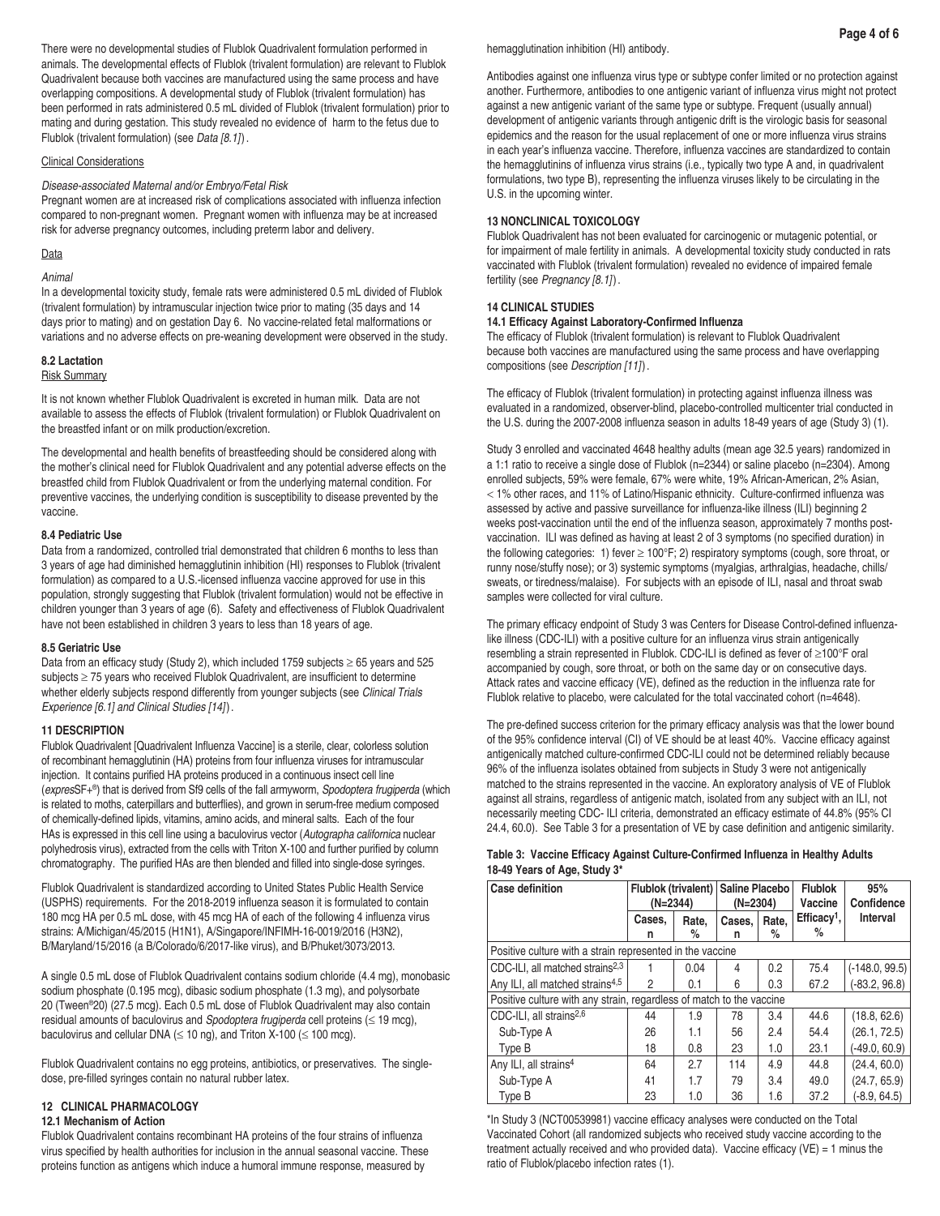There were no developmental studies of Flublok Quadrivalent formulation performed in animals. The developmental effects of Flublok (trivalent formulation) are relevant to Flublok Quadrivalent because both vaccines are manufactured using the same process and have overlapping compositions. A developmental study of Flublok (trivalent formulation) has been performed in rats administered 0.5 mL divided of Flublok (trivalent formulation) prior to mating and during gestation. This study revealed no evidence of harm to the fetus due to Flublok (trivalent formulation) (see *Data [8.1]*).

Clinical Considerations

*Disease-associated Maternal and/or Embryo/Fetal Risk*

Pregnant women are at increased risk of complications associated with influenza infection compared to non-pregnant women. Pregnant women with influenza may be at increased risk for adverse pregnancy outcomes, including preterm labor and delivery.

Data

*Animal*

In a developmental toxicity study, female rats were administered 0.5 mL divided of Flublok (trivalent formulation) by intramuscular injection twice prior to mating (35 days and 14 days prior to mating) and on gestation Day 6. No vaccine-related fetal malformations or variations and no adverse effects on pre-weaning development were observed in the study.

### 8.2 Lactation

Risk Summary

It is not known whether Flublok Quadrivalent is excreted in human milk. Data are not available to assess the effects of Flublok (trivalent formulation) or Flublok Quadrivalent on the breastfed infant or on milk production/excretion.

The developmental and health benefits of breastfeeding should be considered along with the mother's clinical need for Flublok Quadrivalent and any potential adverse effects on the breastfed child from Flublok Quadrivalent or from the underlying maternal condition. For preventive vaccines, the underlying condition is susceptibility to disease prevented by the vaccine.

### 8.4 Pediatric Use

Data from a randomized, controlled trial demonstrated that children 6 months to less than 3 years of age had diminished hemagglutinin inhibition (HI) responses to Flublok (trivalent formulation) as compared to a U.S.-licensed influenza vaccine approved for use in this population, strongly suggesting that Flublok (trivalent formulation) would not be effective in children younger than 3 years of age (6). Safety and effectiveness of Flublok Quadrivalent have not been established in children 3 years to less than 18 years of age.

### 8.5 Geriatric Use

Data from an efficacy study (Study 2), which included 1759 subjects ≥ 65 years and 525 subjects ≥ 75 years who received Flublok Quadrivalent, are insufficient to determine whether elderly subjects respond differently from younger subjects (see *Clinical Trials Experience [6.1] and Clinical Studies [14]*).

## 11 DESCRIPTION

Flublok Quadrivalent [Quadrivalent Influenza Vaccine] is a sterile, clear, colorless solution of recombinant hemagglutinin (HA) proteins from four influenza viruses for intramuscular injection. It contains purified HA proteins produced in a continuous insect cell line (*expres*SF+®) that is derived from Sf9 cells of the fall armyworm, *Spodoptera frugiperda* (which is related to moths, caterpillars and butterflies), and grown in serum-free medium composed of chemically-defined lipids, vitamins, amino acids, and mineral salts. Each of the four HAs is expressed in this cell line using a baculovirus vector (*Autographa californica* nuclear polyhedrosis virus), extracted from the cells with Triton X-100 and further purified by column chromatography. The purified HAs are then blended and filled into single-dose syringes.

Flublok Quadrivalent is standardized according to United States Public Health Service (USPHS) requirements. For the 2018-2019 influenza season it is formulated to contain 180 mcg HA per 0.5 mL dose, with 45 mcg HA of each of the following 4 influenza virus strains: A/Michigan/45/2015 (H1N1), A/Singapore/INFIMH-16-0019/2016 (H3N2), B/Maryland/15/2016 (a B/Colorado/6/2017-like virus), and B/Phuket/3073/2013.

A single 0.5 mL dose of Flublok Quadrivalent contains sodium chloride (4.4 mg), monobasic sodium phosphate (0.195 mcg), dibasic sodium phosphate (1.3 mg), and polysorbate 20 (Tween®20) (27.5 mcg). Each 0.5 mL dose of Flublok Quadrivalent may also contain residual amounts of baculovirus and *Spodoptera frugiperda* cell proteins (≤ 19 mcg), baculovirus and cellular DNA (≤ 10 ng), and Triton X-100 (≤ 100 mcg).

Flublok Quadrivalent contains no egg proteins, antibiotics, or preservatives. The single-dose, pre-filled syringes contain no natural rubber latex.

## 12 CLINICAL PHARMACOLOGY

### 12.1 Mechanism of Action

Flublok Quadrivalent contains recombinant HA proteins of the four strains of influenza virus specified by health authorities for inclusion in the annual seasonal vaccine. These proteins function as antigens which induce a humoral immune response, measured by hemagglutination inhibition (HI) antibody.

Antibodies against one influenza virus type or subtype confer limited or no protection against another. Furthermore, antibodies to one antigenic variant of influenza virus might not protect against a new antigenic variant of the same type or subtype. Frequent (usually annual) development of antigenic variants through antigenic drift is the virologic basis for seasonal epidemics and the reason for the usual replacement of one or more influenza virus strains in each year's influenza vaccine. Therefore, influenza vaccines are standardized to contain the hemagglutinins of influenza virus strains (i.e., typically two type A and, in quadrivalent formulations, two type B), representing the influenza viruses likely to be circulating in the U.S. in the upcoming winter.

## 13 NONCLINICAL TOXICOLOGY

Flublok Quadrivalent has not been evaluated for carcinogenic or mutagenic potential, or for impairment of male fertility in animals. A developmental toxicity study conducted in rats vaccinated with Flublok (trivalent formulation) revealed no evidence of impaired female fertility (see *Pregnancy [8.1]*).

## 14 CLINICAL STUDIES

### 14.1 Efficacy Against Laboratory-Confirmed Influenza

The efficacy of Flublok (trivalent formulation) is relevant to Flublok Quadrivalent because both vaccines are manufactured using the same process and have overlapping compositions (see *Description [11]*).

The efficacy of Flublok (trivalent formulation) in protecting against influenza illness was evaluated in a randomized, observer-blind, placebo-controlled multicenter trial conducted in the U.S. during the 2007-2008 influenza season in adults 18-49 years of age (Study 3) (1).

Study 3 enrolled and vaccinated 4648 healthy adults (mean age 32.5 years) randomized in a 1:1 ratio to receive a single dose of Flublok (n=2344) or saline placebo (n=2304). Among enrolled subjects, 59% were female, 67% were white, 19% African-American, 2% Asian, < 1% other races, and 11% of Latino/Hispanic ethnicity. Culture-confirmed influenza was assessed by active and passive surveillance for influenza-like illness (ILI) beginning 2 weeks post-vaccination until the end of the influenza season, approximately 7 months post-vaccination. ILI was defined as having at least 2 of 3 symptoms (no specified duration) in the following categories: 1) fever ≥ 100°F; 2) respiratory symptoms (cough, sore throat, or runny nose/stuffy nose); or 3) systemic symptoms (myalgias, arthralgias, headache, chills/sweats, or tiredness/malaise). For subjects with an episode of ILI, nasal and throat swab samples were collected for viral culture.

The primary efficacy endpoint of Study 3 was Centers for Disease Control-defined influenza-like illness (CDC-ILI) with a positive culture for an influenza virus strain antigenically resembling a strain represented in Flublok. CDC-ILI is defined as fever of ≥100°F oral accompanied by cough, sore throat, or both on the same day or on consecutive days. Attack rates and vaccine efficacy (VE), defined as the reduction in the influenza rate for Flublok relative to placebo, were calculated for the total vaccinated cohort (n=4648).

The pre-defined success criterion for the primary efficacy analysis was that the lower bound of the 95% confidence interval (CI) of VE should be at least 40%. Vaccine efficacy against antigenically matched culture-confirmed CDC-ILI could not be determined reliably because 96% of the influenza isolates obtained from subjects in Study 3 were not antigenically matched to the strains represented in the vaccine. An exploratory analysis of VE of Flublok against all strains, regardless of antigenic match, isolated from any subject with an ILI, not necessarily meeting CDC- ILI criteria, demonstrated an efficacy estimate of 44.8% (95% CI 24.4, 60.0). See Table 3 for a presentation of VE by case definition and antigenic similarity.

**Table 3: Vaccine Efficacy Against Culture-Confirmed Influenza in Healthy Adults 18-49 Years of Age, Study 3***

| Case definition | Flublok (trivalent) (N=2344) | | Saline Placebo (N=2304) | | Flublok Vaccine Efficacy[1], % | 95% Confidence Interval |
|---|---|---|---|---|---|---|
| | Cases, n | Rate, % | Cases, n | Rate, % | | |
| Positive culture with a strain represented in the vaccine | | | | | | |
| CDC-ILI, all matched strains[2,3] | 1 | 0.04 | 4 | 0.2 | 75.4 | (-148.0, 99.5) |
| Any ILI, all matched strains[4,5] | 2 | 0.1 | 6 | 0.3 | 67.2 | (-83.2, 96.8) |
| Positive culture with any strain, regardless of match to the vaccine | | | | | | |
| CDC-ILI, all strains[2,6] | 44 | 1.9 | 78 | 3.4 | 44.6 | (18.8, 62.6) |
| Sub-Type A | 26 | 1.1 | 56 | 2.4 | 54.4 | (26.1, 72.5) |
| Type B | 18 | 0.8 | 23 | 1.0 | 23.1 | (-49.0, 60.9) |
| Any ILI, all strains[4] | 64 | 2.7 | 114 | 4.9 | 44.8 | (24.4, 60.0) |
| Sub-Type A | 41 | 1.7 | 79 | 3.4 | 49.0 | (24.7, 65.9) |
| Type B | 23 | 1.0 | 36 | 1.6 | 37.2 | (-8.9, 64.5) |

*In Study 3 (NCT00539981) vaccine efficacy analyses were conducted on the Total Vaccinated Cohort (all randomized subjects who received study vaccine according to the treatment actually received and who provided data). Vaccine efficacy (VE) = 1 minus the ratio of Flublok/placebo infection rates (1).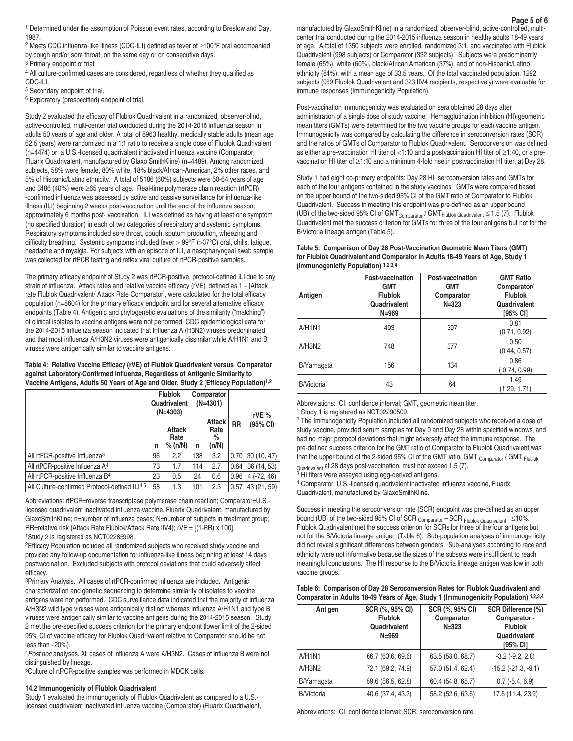[1] Determined under the assumption of Poisson event rates, according to Breslow and Day, 1987.

[2] Meets CDC influenza-like illness (CDC-ILI) defined as fever of ≥100°F oral accompanied by cough and/or sore throat, on the same day or on consecutive days.

[3] Primary endpoint of trial.

[4] All culture-confirmed cases are considered, regardless of whether they qualified as CDC-ILI.

[5] Secondary endpoint of trial.

[6] Exploratory (prespecified) endpoint of trial.

Study 2 evaluated the efficacy of Flublok Quadrivalent in a randomized, observer-blind, active-controlled, multi-center trial conducted during the 2014-2015 influenza season in adults 50 years of age and older. A total of 8963 healthy, medically stable adults (mean age 62.5 years) were randomized in a 1:1 ratio to receive a single dose of Flublok Quadrivalent (n=4474) or a U.S.-licensed quadrivalent inactivated influenza vaccine (Comparator, Fluarix Quadrivalent, manufactured by Glaxo SmithKline) (n=4489). Among randomized subjects, 58% were female, 80% white, 18% black/African-American, 2% other races, and 5% of Hispanic/Latino ethnicity. A total of 5186 (60%) subjects were 50-64 years of age and 3486 (40%) were ≥65 years of age. Real-time polymerase chain reaction (rtPCR) -confirmed influenza was assessed by active and passive surveillance for influenza-like illness (ILI) beginning 2 weeks post-vaccination until the end of the influenza season, approximately 6 months post- vaccination. ILI was defined as having at least one symptom (no specified duration) in each of two categories of respiratory and systemic symptoms. Respiratory symptoms included sore throat, cough, sputum production, wheezing and difficulty breathing. Systemic symptoms included fever > 99°F (>37°C) oral, chills, fatigue, headache and myalgia. For subjects with an episode of ILI, a nasopharyngeal swab sample was collected for rtPCR testing and reflex viral culture of rtPCR-positive samples.

The primary efficacy endpoint of Study 2 was rtPCR-positive, protocol-defined ILI due to any strain of influenza. Attack rates and relative vaccine efficacy (rVE), defined as 1 – [Attack rate Flublok Quadrivalent/ Attack Rate Comparator], were calculated for the total efficacy population (n=8604) for the primary efficacy endpoint and for several alternative efficacy endpoints (Table 4). Antigenic and phylogenetic evaluations of the similarity ("matching") of clinical isolates to vaccine antigens were not performed. CDC epidemiological data for the 2014-2015 influenza season indicated that Influenza A (H3N2) viruses predominated and that most influenza A/H3N2 viruses were antigenically dissimilar while A/H1N1 and B viruses were antigenically similar to vaccine antigens.

**Table 4: Relative Vaccine Efficacy (rVE) of Flublok Quadrivalent versus Comparator against Laboratory-Confirmed Influenza, Regardless of Antigenic Similarity to Vaccine Antigens, Adults 50 Years of Age and Older, Study 2 (Efficacy Population)[1,2]**

| | Flublok Quadrivalent (N=4303) | | Comparator (N=4301) | | RR | rVE % (95% CI) |
|---|---|---|---|---|---|---|
| | n | Attack Rate % (n/N) | n | Attack Rate % (n/N) | | |
| All rtPCR-positive Influenza[3] | 96 | 2.2 | 138 | 3.2 | 0.70 | 30 (10, 47) |
| All rtPCR-positive Influenza A[4] | 73 | 1.7 | 114 | 2.7 | 0.64 | 36 (14, 53) |
| All rtPCR-positive Influenza B[4] | 23 | 0.5 | 24 | 0.6 | 0.96 | 4 (-72, 46) |
| All Culture-confirmed Protocol-defined ILI[4,5] | 58 | 1.3 | 101 | 2.3 | 0.57 | 43 (21, 59) |

Abbreviations: rtPCR=reverse transcriptase polymerase chain reaction; Comparator=U.S.-licensed quadrivalent inactivated influenza vaccine, Fluarix Quadrivalent, manufactured by GlaxoSmithKline; n=number of influenza cases; N=number of subjects in treatment group; RR=relative risk (Attack Rate Flublok/Attack Rate IIV4); rVE = [(1-RR) x 100].

[1]Study 2 is registered as NCT02285998.

[2]Efficacy Population included all randomized subjects who received study vaccine and provided any follow-up documentation for influenza-like illness beginning at least 14 days postvaccination. Excluded subjects with protocol deviations that could adversely affect efficacy.

[3]Primary Analysis. All cases of rtPCR-confirmed influenza are included. Antigenic characterization and genetic sequencing to determine similarity of isolates to vaccine antigens were not performed. CDC surveillance data indicated that the majority of influenza A/H3N2 wild type viruses were antigenically distinct whereas influenza A/H1N1 and type B viruses were antigenically similar to vaccine antigens during the 2014-2015 season. Study 2 met the pre-specified success criterion for the primary endpoint (lower limit of the 2-sided 95% CI of vaccine efficacy for Flublok Quadrivalent relative to Comparator should be not less than -20%).

[4]*Post hoc* analyses. All cases of influenza A were A/H3N2. Cases of influenza B were not distinguished by lineage.

[5]Culture of rtPCR-positive samples was performed in MDCK cells.

### 14.2 Immunogenicity of Flublok Quadrivalent

Study 1 evaluated the immunogenicity of Flublok Quadrivalent as compared to a U.S.-licensed quadrivalent inactivated influenza vaccine (Comparator) (Fluarix Quadrivalent, manufactured by GlaxoSmithKline) in a randomized, observer-blind, active-controlled, multi-center trial conducted during the 2014-2015 influenza season in healthy adults 18-49 years of age. A total of 1350 subjects were enrolled, randomized 3:1, and vaccinated with Flublok Quadrivalent (998 subjects) or Comparator (332 subjects). Subjects were predominantly female (65%), white (60%), black/African American (37%), and of non-Hispanic/Latino ethnicity (84%), with a mean age of 33.5 years. Of the total vaccinated population, 1292 subjects (969 Flublok Quadrivalent and 323 IIV4 recipients, respectively) were evaluable for immune responses (Immunogenicity Population).

Post-vaccination immunogenicity was evaluated on sera obtained 28 days after administration of a single dose of study vaccine. Hemagglutination inhibition (HI) geometric mean titers (GMTs) were determined for the two vaccine groups for each vaccine antigen. Immunogenicity was compared by calculating the difference in seroconversion rates (SCR) and the ratios of GMTs of Comparator to Flublok Quadrivalent. Seroconversion was defined as either a pre-vaccination HI titer of <1:10 and a postvaccination HI titer of ≥1:40, or a pre-vaccination HI titer of ≥1:10 and a minimum 4-fold rise in postvaccination HI titer, at Day 28.

Study 1 had eight co-primary endpoints: Day 28 HI seroconversion rates and GMTs for each of the four antigens contained in the study vaccines. GMTs were compared based on the upper bound of the two-sided 95% CI of the GMT ratio of Comparator to Flublok Quadrivalent. Success in meeting this endpoint was pre-defined as an upper bound (UB) of the two-sided 95% CI of $GMT_{Comparator} / GMT_{Flublok\ Quadrivalent} \leq 1.5$ (7). Flublok Quadrivalent met the success criterion for GMTs for three of the four antigens but not for the B/Victoria lineage antigen (Table 5).

**Table 5: Comparison of Day 28 Post-Vaccination Geometric Mean Titers (GMT) for Flublok Quadrivalent and Comparator in Adults 18-49 Years of Age, Study 1 (Immunogenicity Population) [1,2,3,4]**

| Antigen | Post-vaccination GMT Flublok Quadrivalent N=969 | Post-vaccination GMT Comparator N=323 | GMT Ratio Comparator/ Flublok Quadrivalent [95% CI] |
|---|---|---|---|
| A/H1N1 | 493 | 397 | 0.81 (0.71, 0.92) |
| A/H3N2 | 748 | 377 | 0.50 (0.44, 0.57) |
| B/Yamagata | 156 | 134 | 0.86 ( 0.74, 0.99) |
| B/Victoria | 43 | 64 | 1.49 (1.29, 1.71) |

Abbreviations: CI, confidence interval; GMT, geometric mean titer.

[1] Study 1 is registered as NCT02290509.

[2] The Immunogenicity Population included all randomized subjects who received a dose of study vaccine, provided serum samples for Day 0 and Day 28 within specified windows, and had no major protocol deviations that might adversely affect the immune response. The pre-defined success criterion for the GMT ratio of Comparator to Flublok Quadrivalent was that the upper bound of the 2-sided 95% CI of the GMT ratio, $GMT_{Comparator} / GMT_{Flublok\ Quadrivalent}$ at 28 days post-vaccination, must not exceed 1.5 (7).

[3] HI titers were assayed using egg-derived antigens.

[4] Comparator: U.S.-licensed quadrivalent inactivated influenza vaccine, Fluarix Quadrivalent, manufactured by GlaxoSmithKline.

Success in meeting the seroconversion rate (SCR) endpoint was pre-defined as an upper bound (UB) of the two-sided 95% CI of $SCR_{Comparator} – SCR_{Flublok\ Quadrivalent} \leq 10\%$. Flublok Quadrivalent met the success criterion for SCRs for three of the four antigens but not for the B/Victoria lineage antigen (Table 6). Sub-population analyses of immunogenicity did not reveal significant differences between genders. Sub-analyses according to race and ethnicity were not informative because the sizes of the subsets were insufficient to reach meaningful conclusions. The HI response to the B/Victoria lineage antigen was low in both vaccine groups.

**Table 6: Comparison of Day 28 Seroconversion Rates for Flublok Quadrivalent and Comparator in Adults 18-49 Years of Age, Study 1 (Immunogenicity Population) [1,2,3,4]**

| Antigen | SCR (%, 95% CI) Flublok Quadrivalent N=969 | SCR (%, 95% CI) Comparator N=323 | SCR Difference (%) Comparator - Flublok Quadrivalent [95% CI] |
|---|---|---|---|
| A/H1N1 | 66.7 (63.6, 69.6) | 63.5 (58.0, 68.7) | -3.2 (-9.2, 2.8) |
| A/H3N2 | 72.1 (69.2, 74.9) | 57.0 (51.4, 62.4) | -15.2 (-21.3, -9.1) |
| B/Yamagata | 59.6 (56.5, 62.8) | 60.4 (54.8, 65.7) | 0.7 (-5.4, 6.9) |
| B/Victoria | 40.6 (37.4, 43.7) | 58.2 (52.6, 63.6) | 17.6 (11.4, 23.9) |

Abbreviations: CI, confidence interval; SCR, seroconversion rate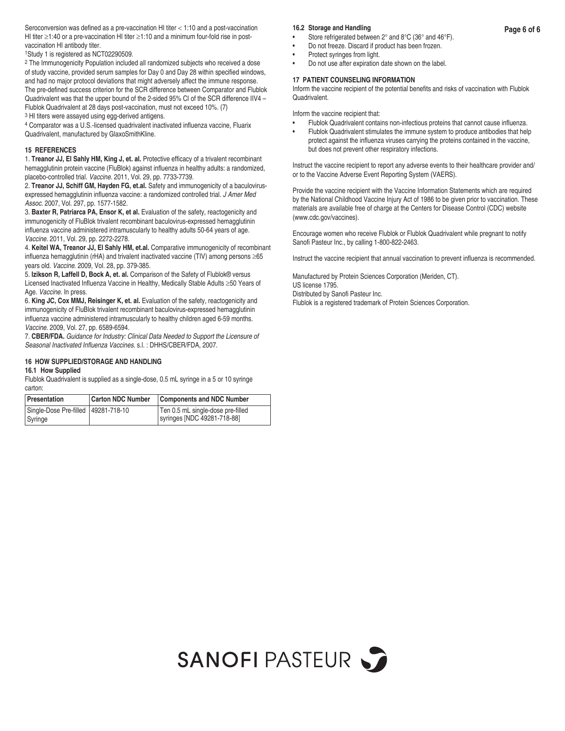Seroconversion was defined as a pre-vaccination HI titer < 1:10 and a post-vaccination HI titer ≥1:40 or a pre-vaccination HI titer ≥1:10 and a minimum four-fold rise in post-vaccination HI antibody titer.

[1]Study 1 is registered as NCT02290509.

[2] The Immunogenicity Population included all randomized subjects who received a dose of study vaccine, provided serum samples for Day 0 and Day 28 within specified windows, and had no major protocol deviations that might adversely affect the immune response. The pre-defined success criterion for the SCR difference between Comparator and Flublok Quadrivalent was that the upper bound of the 2-sided 95% CI of the SCR difference IIV4 – Flublok Quadrivalent at 28 days post-vaccination, must not exceed 10%. (7)

[3] HI titers were assayed using egg-derived antigens.

[4] Comparator was a U.S.-licensed quadrivalent inactivated influenza vaccine, Fluarix Quadrivalent, manufactured by GlaxoSmithKline.

## 15 REFERENCES

1. **Treanor JJ, El Sahly HM, King J, et. al.** Protective efficacy of a trivalent recombinant hemagglutinin protein vaccine (FluBlok) against influenza in healthy adults: a randomized, placebo-controlled trial. *Vaccine.* 2011, Vol. 29, pp. 7733-7739.
2. **Treanor JJ, Schiff GM, Hayden FG, et.al.** Safety and immunogenicity of a baculovirus-expressed hemagglutinin influenza vaccine: a randomized controlled trial. *J Amer Med Assoc.* 2007, Vol. 297, pp. 1577-1582.
3. **Baxter R, Patriarca PA, Ensor K, et al.** Evaluation of the safety, reactogenicity and immunogenicity of FluBlok trivalent recombinant baculovirus-expressed hemagglutinin influenza vaccine administered intramuscularly to healthy adults 50-64 years of age. *Vaccine.* 2011, Vol. 29, pp. 2272-2278.
4. **Keitel WA, Treanor JJ, El Sahly HM, et.al.** Comparative immunogenicity of recombinant influenza hemagglutinin (rHA) and trivalent inactivated vaccine (TIV) among persons ≥65 years old. *Vaccine.* 2009, Vol. 28, pp. 379-385.
5. **Izikson R, Laffell D, Bock A, et. al.** Comparison of the Safety of Flublok® versus Licensed Inactivated Influenza Vaccine in Healthy, Medically Stable Adults ≥50 Years of Age. *Vaccine.* In press.
6. **King JC, Cox MMJ, Reisinger K, et. al.** Evaluation of the safety, reactogenicity and immunogenicity of FluBlok trivalent recombinant baculovirus-expressed hemagglutinin influenza vaccine administered intramuscularly to healthy children aged 6-59 months. *Vaccine.* 2009, Vol. 27, pp. 6589-6594.
7. **CBER/FDA.** *Guidance for Industry: Clinical Data Needed to Support the Licensure of Seasonal Inactivated Influenza Vaccines.* s.l. : DHHS/CBER/FDA, 2007.

## 16 HOW SUPPLIED/STORAGE AND HANDLING

### 16.1 How Supplied

Flublok Quadrivalent is supplied as a single-dose, 0.5 mL syringe in a 5 or 10 syringe carton:

| Presentation | Carton NDC Number | Components and NDC Number |
|---|---|---|
| Single-Dose Pre-filled Syringe | 49281-718-10 | Ten 0.5 mL single-dose pre-filled syringes [NDC 49281-718-88] |

### 16.2 Storage and Handling

- Store refrigerated between 2° and 8°C (36° and 46°F).
- Do not freeze. Discard if product has been frozen.
- Protect syringes from light.
- Do not use after expiration date shown on the label.

## 17 PATIENT COUNSELING INFORMATION

Inform the vaccine recipient of the potential benefits and risks of vaccination with Flublok Quadrivalent.

Inform the vaccine recipient that:

- Flublok Quadrivalent contains non-infectious proteins that cannot cause influenza.
- Flublok Quadrivalent stimulates the immune system to produce antibodies that help protect against the influenza viruses carrying the proteins contained in the vaccine, but does not prevent other respiratory infections.

Instruct the vaccine recipient to report any adverse events to their healthcare provider and/or to the Vaccine Adverse Event Reporting System (VAERS).

Provide the vaccine recipient with the Vaccine Information Statements which are required by the National Childhood Vaccine Injury Act of 1986 to be given prior to vaccination. These materials are available free of charge at the Centers for Disease Control (CDC) website (www.cdc.gov/vaccines).

Encourage women who receive Flublok or Flublok Quadrivalent while pregnant to notify Sanofi Pasteur Inc., by calling 1-800-822-2463.

Instruct the vaccine recipient that annual vaccination to prevent influenza is recommended.

Manufactured by Protein Sciences Corporation (Meriden, CT).
US license 1795.
Distributed by Sanofi Pasteur Inc.
Flublok is a registered trademark of Protein Sciences Corporation.

SANOFI PASTEUR